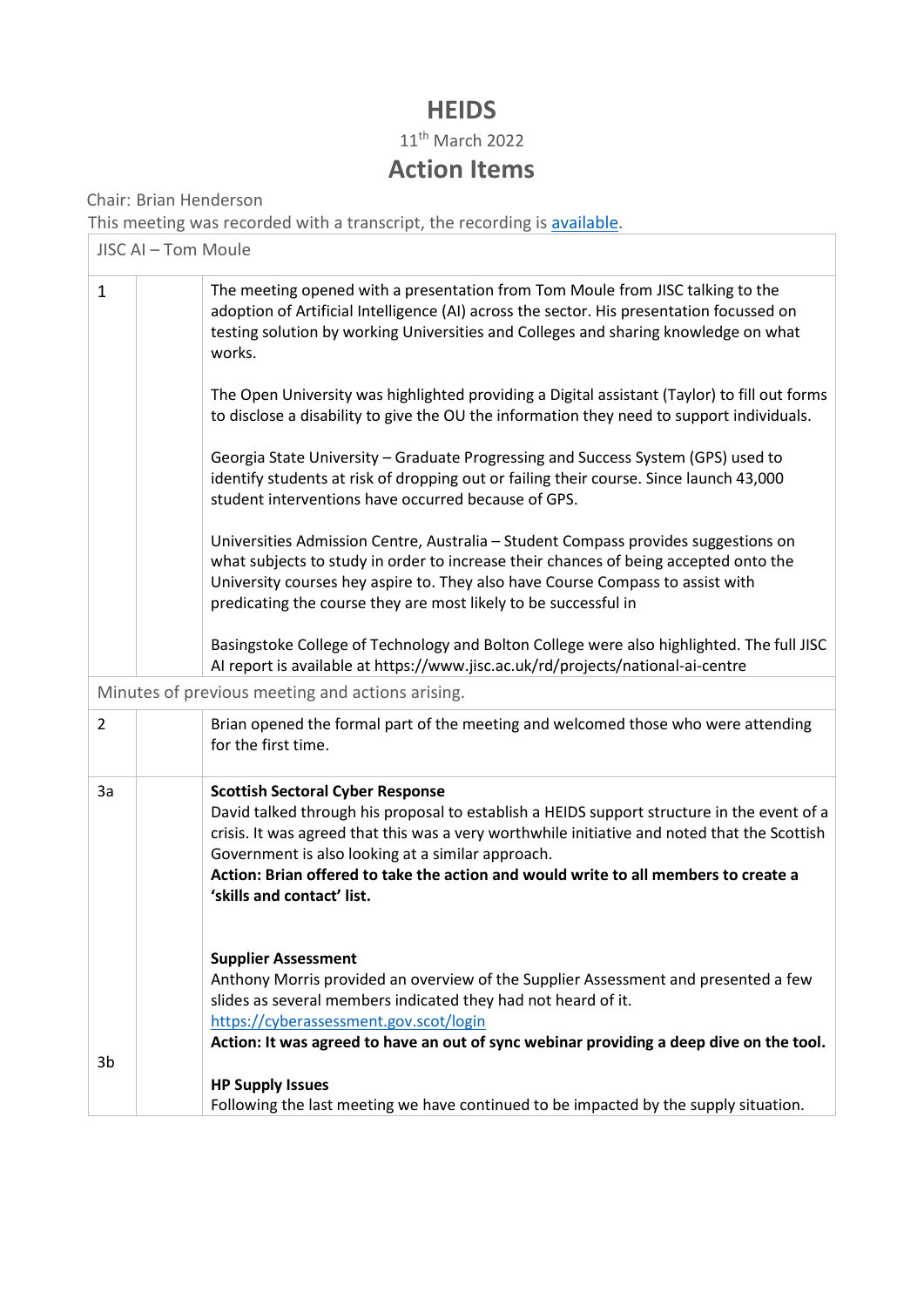# HEIDS

11th March 2022

## Action Items

Chair: Brian Henderson

This meeting was recorded with a transcript, the recording is available.

| JISC AI – Tom Moule | | |
|---|---|---|
| 1 | | The meeting opened with a presentation from Tom Moule from JISC talking to the adoption of Artificial Intelligence (AI) across the sector. His presentation focussed on testing solution by working Universities and Colleges and sharing knowledge on what works.<br><br>The Open University was highlighted providing a Digital assistant (Taylor) to fill out forms to disclose a disability to give the OU the information they need to support individuals.<br><br>Georgia State University – Graduate Progressing and Success System (GPS) used to identify students at risk of dropping out or failing their course. Since launch 43,000 student interventions have occurred because of GPS.<br><br>Universities Admission Centre, Australia – Student Compass provides suggestions on what subjects to study in order to increase their chances of being accepted onto the University courses hey aspire to. They also have Course Compass to assist with predicating the course they are most likely to be successful in<br><br>Basingstoke College of Technology and Bolton College were also highlighted. The full JISC AI report is available at https://www.jisc.ac.uk/rd/projects/national-ai-centre |
| **Minutes of previous meeting and actions arising.** | | |
| 2 | | Brian opened the formal part of the meeting and welcomed those who were attending for the first time. |
| 3a | | **Scottish Sectoral Cyber Response**<br>David talked through his proposal to establish a HEIDS support structure in the event of a crisis. It was agreed that this was a very worthwhile initiative and noted that the Scottish Government is also looking at a similar approach.<br>**Action: Brian offered to take the action and would write to all members to create a 'skills and contact' list.**<br><br>**Supplier Assessment**<br>Anthony Morris provided an overview of the Supplier Assessment and presented a few slides as several members indicated they had not heard of it.<br>https://cyberassessment.gov.scot/login<br>**Action: It was agreed to have an out of sync webinar providing a deep dive on the tool.** |
| 3b | | **HP Supply Issues**<br>Following the last meeting we have continued to be impacted by the supply situation. |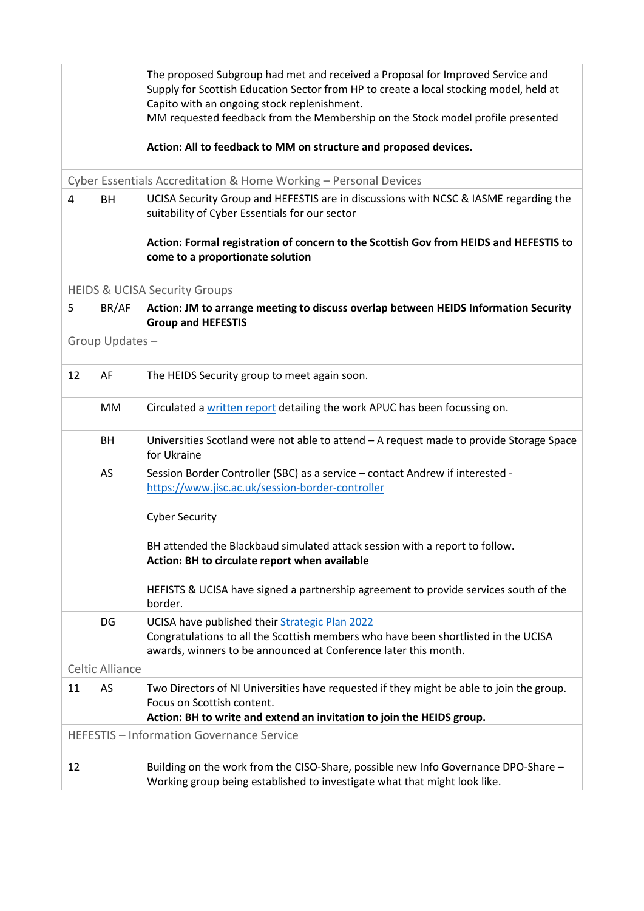| | | |
|---|---|---|
| | | The proposed Subgroup had met and received a Proposal for Improved Service and Supply for Scottish Education Sector from HP to create a local stocking model, held at Capito with an ongoing stock replenishment.<br>MM requested feedback from the Membership on the Stock model profile presented<br><br>**Action: All to feedback to MM on structure and proposed devices.** |
| Cyber Essentials Accreditation & Home Working – Personal Devices | | |
| 4 | BH | UCISA Security Group and HEFESTIS are in discussions with NCSC & IASME regarding the suitability of Cyber Essentials for our sector<br><br>**Action: Formal registration of concern to the Scottish Gov from HEIDS and HEFESTIS to come to a proportionate solution** |
| HEIDS & UCISA Security Groups | | |
| 5 | BR/AF | **Action: JM to arrange meeting to discuss overlap between HEIDS Information Security Group and HEFESTIS** |
| Group Updates – | | |
| 12 | AF | The HEIDS Security group to meet again soon. |
| | MM | Circulated a written report detailing the work APUC has been focussing on. |
| | BH | Universities Scotland were not able to attend – A request made to provide Storage Space for Ukraine |
| | AS | Session Border Controller (SBC) as a service – contact Andrew if interested - https://www.jisc.ac.uk/session-border-controller<br><br>Cyber Security<br><br>BH attended the Blackbaud simulated attack session with a report to follow.<br>**Action: BH to circulate report when available**<br><br>HEFISTS & UCISA have signed a partnership agreement to provide services south of the border. |
| | DG | UCISA have published their Strategic Plan 2022<br>Congratulations to all the Scottish members who have been shortlisted in the UCISA awards, winners to be announced at Conference later this month. |
| Celtic Alliance | | |
| 11 | AS | Two Directors of NI Universities have requested if they might be able to join the group. Focus on Scottish content.<br>**Action: BH to write and extend an invitation to join the HEIDS group.** |
| HEFESTIS – Information Governance Service | | |
| 12 | | Building on the work from the CISO-Share, possible new Info Governance DPO-Share – Working group being established to investigate what that might look like. |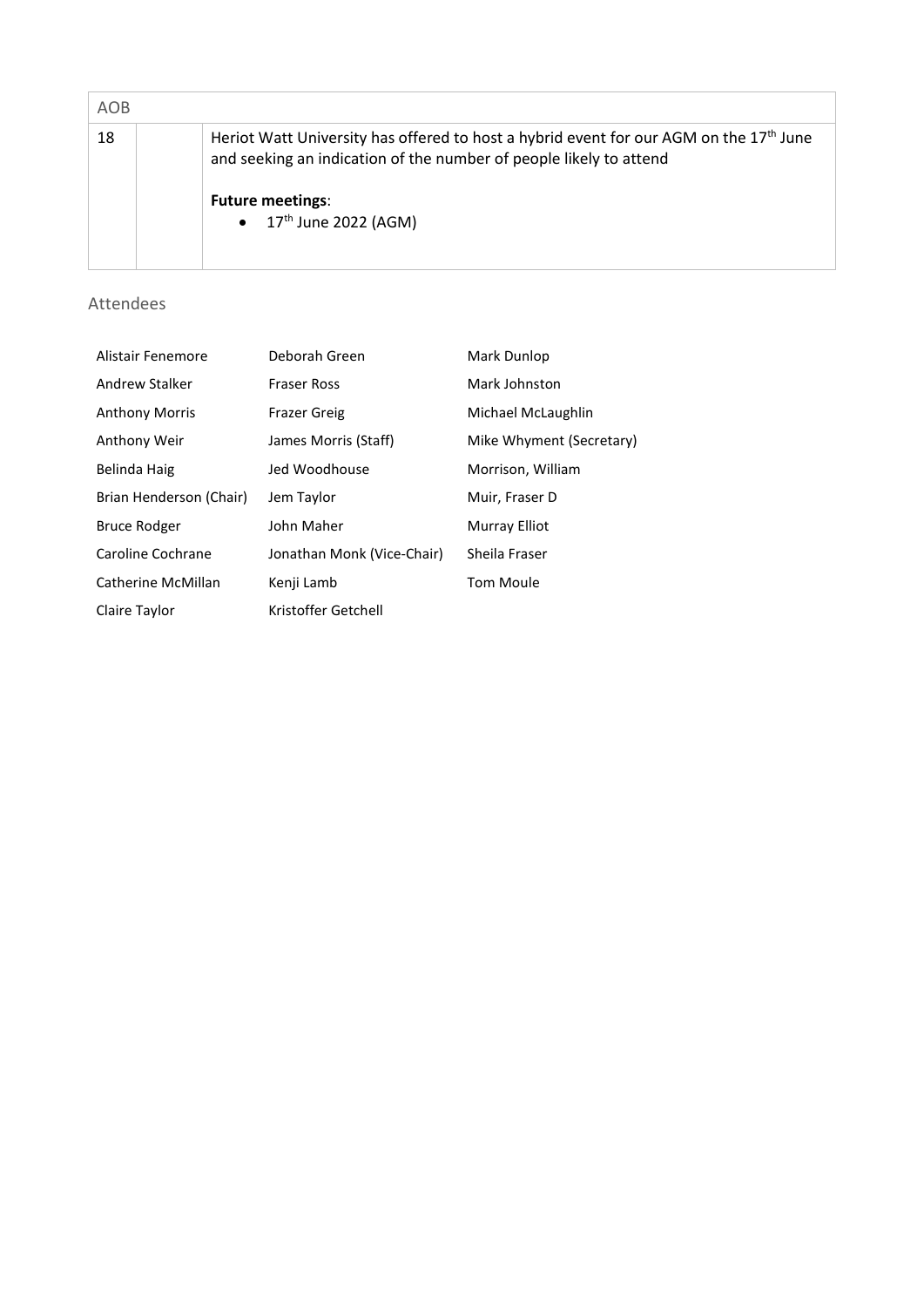| AOB | | |
| --- | --- | --- |
| 18 | | Heriot Watt University has offered to host a hybrid event for our AGM on the 17th June and seeking an indication of the number of people likely to attend<br><br>**Future meetings**:<br>• 17th June 2022 (AGM) |

## Attendees

| | | |
| --- | --- | --- |
| Alistair Fenemore | Deborah Green | Mark Dunlop |
| Andrew Stalker | Fraser Ross | Mark Johnston |
| Anthony Morris | Frazer Greig | Michael McLaughlin |
| Anthony Weir | James Morris (Staff) | Mike Whyment (Secretary) |
| Belinda Haig | Jed Woodhouse | Morrison, William |
| Brian Henderson (Chair) | Jem Taylor | Muir, Fraser D |
| Bruce Rodger | John Maher | Murray Elliot |
| Caroline Cochrane | Jonathan Monk (Vice-Chair) | Sheila Fraser |
| Catherine McMillan | Kenji Lamb | Tom Moule |
| Claire Taylor | Kristoffer Getchell | |